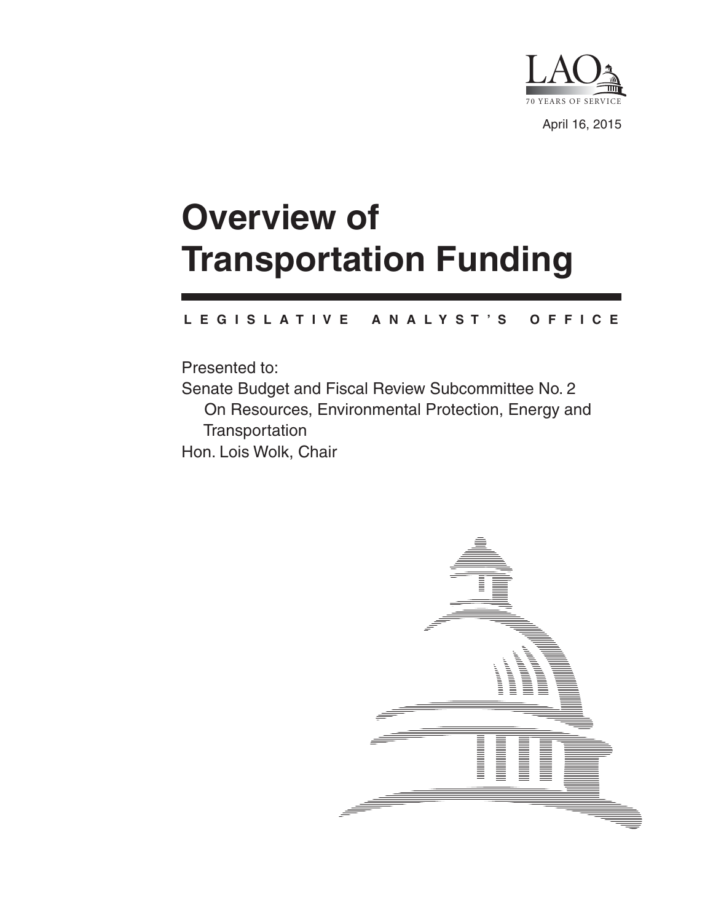LAO

70 YEARS OF SERVICE

April 16, 2015

# Overview of Transportation Funding

**LEGISLATIVE ANALYST'S OFFICE**

Presented to:

Senate Budget and Fiscal Review Subcommittee No. 2
On Resources, Environmental Protection, Energy and Transportation
Hon. Lois Wolk, Chair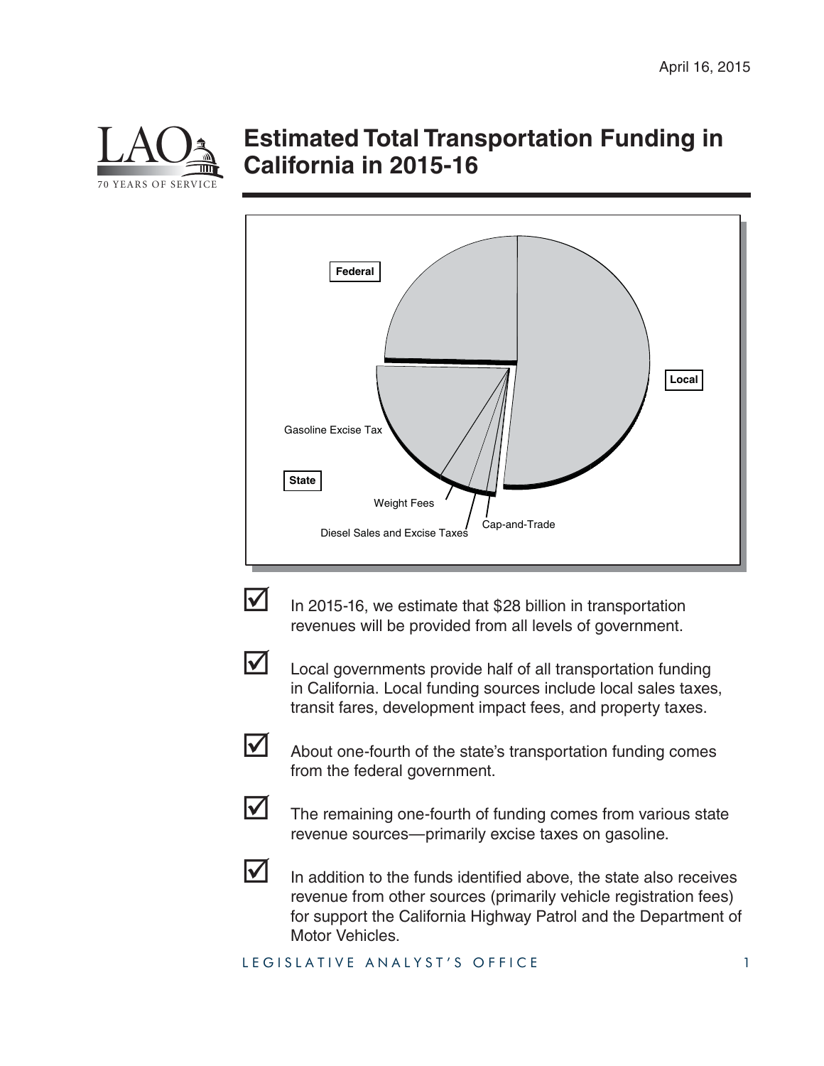April 16, 2015

# Estimated Total Transportation Funding in California in 2015-16

Federal

Local

Gasoline Excise Tax

State

Weight Fees

Diesel Sales and Excise Taxes

Cap-and-Trade

- In 2015-16, we estimate that $28 billion in transportation revenues will be provided from all levels of government.
- Local governments provide half of all transportation funding in California. Local funding sources include local sales taxes, transit fares, development impact fees, and property taxes.
- About one-fourth of the state's transportation funding comes from the federal government.
- The remaining one-fourth of funding comes from various state revenue sources—primarily excise taxes on gasoline.
- In addition to the funds identified above, the state also receives revenue from other sources (primarily vehicle registration fees) for support the California Highway Patrol and the Department of Motor Vehicles.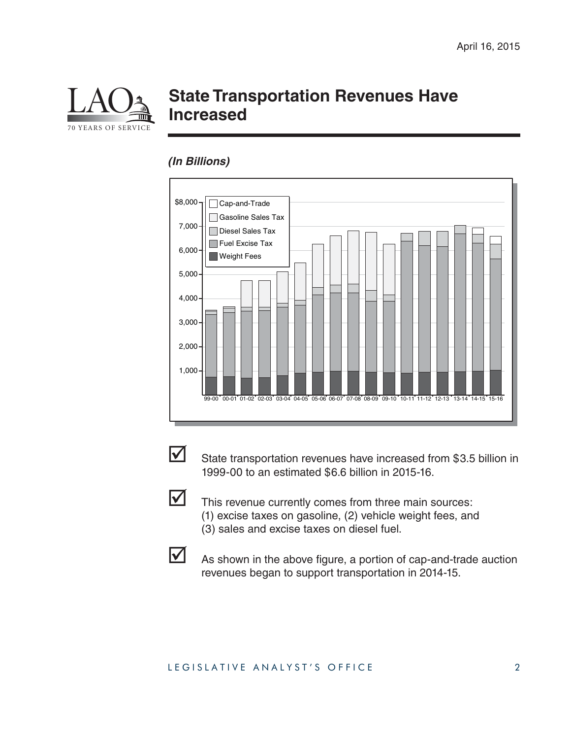# State Transportation Revenues Have Increased

***(In Billions)***

- State transportation revenues have increased from $3.5 billion in 1999-00 to an estimated $6.6 billion in 2015-16.
- This revenue currently comes from three main sources: (1) excise taxes on gasoline, (2) vehicle weight fees, and (3) sales and excise taxes on diesel fuel.
- As shown in the above figure, a portion of cap-and-trade auction revenues began to support transportation in 2014-15.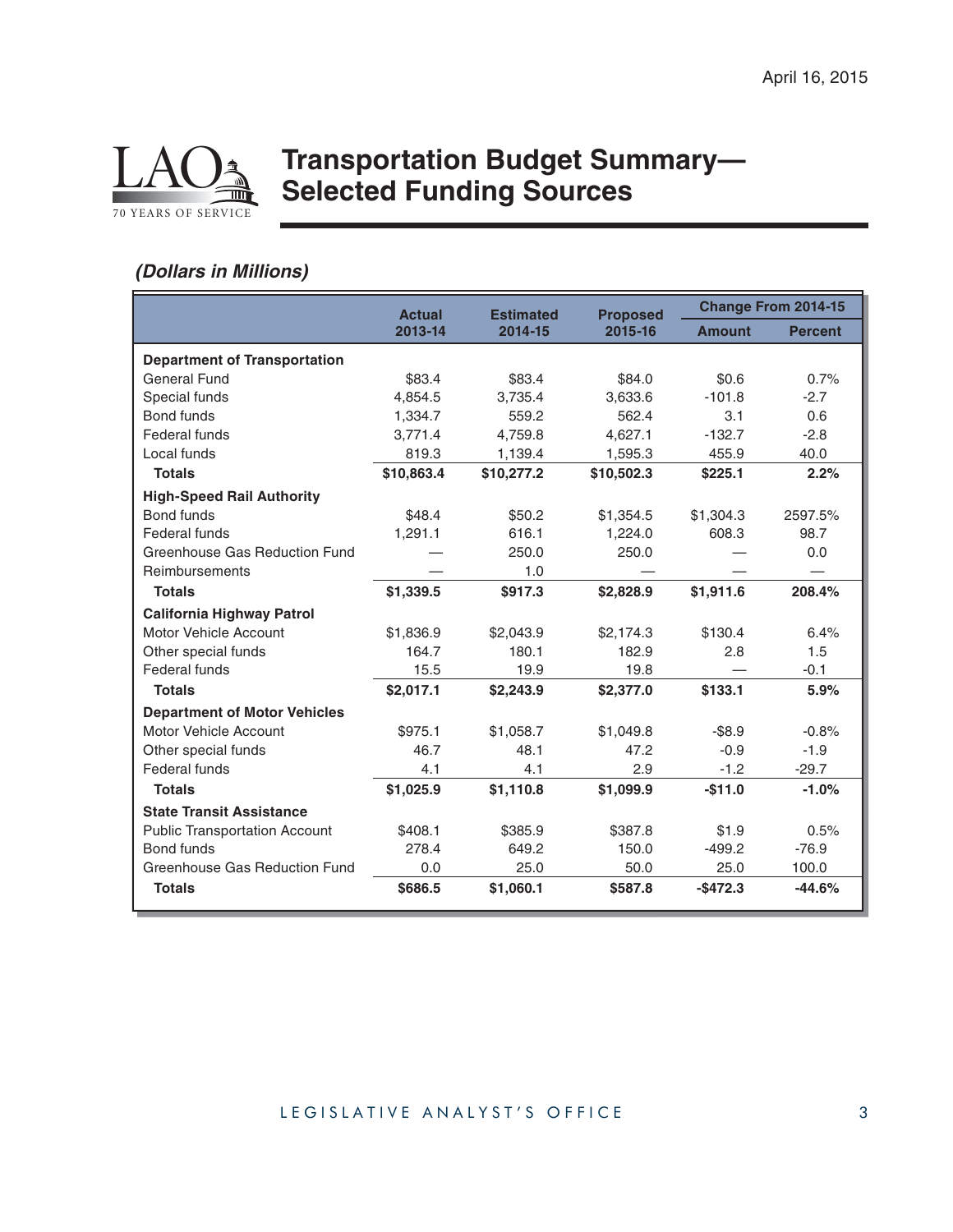April 16, 2015

# Transportation Budget Summary—Selected Funding Sources

***(Dollars in Millions)***

| | Actual 2013-14 | Estimated 2014-15 | Proposed 2015-16 | Change From 2014-15 | |
|---|---|---|---|---|---|
| | | | | Amount | Percent |
| **Department of Transportation** | | | | | |
| General Fund | $83.4 | $83.4 | $84.0 | $0.6 | 0.7% |
| Special funds | 4,854.5 | 3,735.4 | 3,633.6 | -101.8 | -2.7 |
| Bond funds | 1,334.7 | 559.2 | 562.4 | 3.1 | 0.6 |
| Federal funds | 3,771.4 | 4,759.8 | 4,627.1 | -132.7 | -2.8 |
| Local funds | 819.3 | 1,139.4 | 1,595.3 | 455.9 | 40.0 |
| **Totals** | **$10,863.4** | **$10,277.2** | **$10,502.3** | **$225.1** | **2.2%** |
| **High-Speed Rail Authority** | | | | | |
| Bond funds | $48.4 | $50.2 | $1,354.5 | $1,304.3 | 2597.5% |
| Federal funds | 1,291.1 | 616.1 | 1,224.0 | 608.3 | 98.7 |
| Greenhouse Gas Reduction Fund | — | 250.0 | 250.0 | — | 0.0 |
| Reimbursements | — | 1.0 | — | — | — |
| **Totals** | **$1,339.5** | **$917.3** | **$2,828.9** | **$1,911.6** | **208.4%** |
| **California Highway Patrol** | | | | | |
| Motor Vehicle Account | $1,836.9 | $2,043.9 | $2,174.3 | $130.4 | 6.4% |
| Other special funds | 164.7 | 180.1 | 182.9 | 2.8 | 1.5 |
| Federal funds | 15.5 | 19.9 | 19.8 | — | -0.1 |
| **Totals** | **$2,017.1** | **$2,243.9** | **$2,377.0** | **$133.1** | **5.9%** |
| **Department of Motor Vehicles** | | | | | |
| Motor Vehicle Account | $975.1 | $1,058.7 | $1,049.8 | -$8.9 | -0.8% |
| Other special funds | 46.7 | 48.1 | 47.2 | -0.9 | -1.9 |
| Federal funds | 4.1 | 4.1 | 2.9 | -1.2 | -29.7 |
| **Totals** | **$1,025.9** | **$1,110.8** | **$1,099.9** | **-$11.0** | **-1.0%** |
| **State Transit Assistance** | | | | | |
| Public Transportation Account | $408.1 | $385.9 | $387.8 | $1.9 | 0.5% |
| Bond funds | 278.4 | 649.2 | 150.0 | -499.2 | -76.9 |
| Greenhouse Gas Reduction Fund | 0.0 | 25.0 | 50.0 | 25.0 | 100.0 |
| **Totals** | **$686.5** | **$1,060.1** | **$587.8** | **-$472.3** | **-44.6%** |